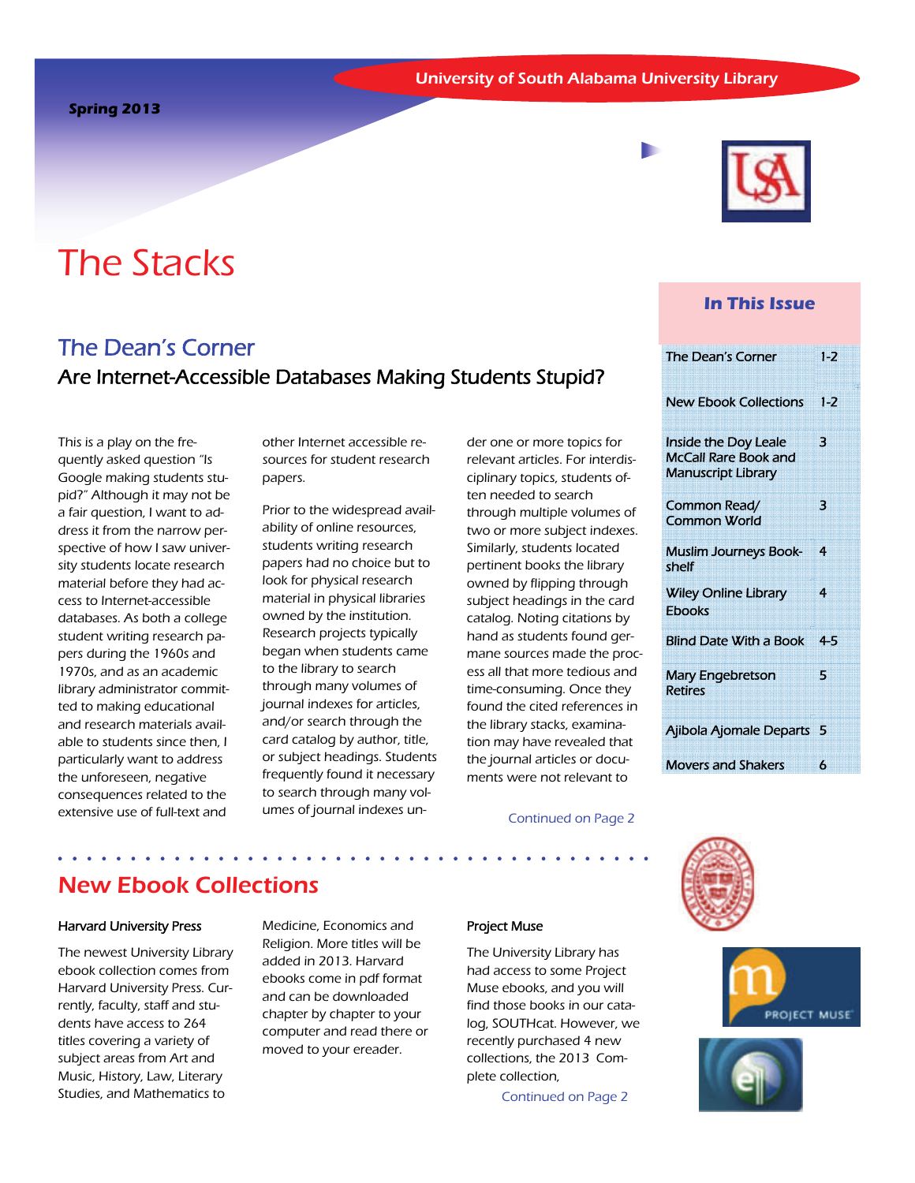University of South Alabama University Library

Spring 2013

# The Stacks

## In This Issue

| | |
|---|---|
| The Dean's Corner | 1-2 |
| New Ebook Collections | 1-2 |
| Inside the Doy Leale McCall Rare Book and Manuscript Library | 3 |
| Common Read/ Common World | 3 |
| Muslim Journeys Bookshelf | 4 |
| Wiley Online Library Ebooks | 4 |
| Blind Date With a Book | 4-5 |
| Mary Engebretson Retires | 5 |
| Ajibola Ajomale Departs | 5 |
| Movers and Shakers | 6 |

## The Dean's Corner

### Are Internet-Accessible Databases Making Students Stupid?

This is a play on the frequently asked question "Is Google making students stupid?" Although it may not be a fair question, I want to address it from the narrow perspective of how I saw university students locate research material before they had access to Internet-accessible databases. As both a college student writing research papers during the 1960s and 1970s, and as an academic library administrator committed to making educational and research materials available to students since then, I particularly want to address the unforeseen, negative consequences related to the extensive use of full-text and other Internet accessible resources for student research papers.

Prior to the widespread availability of online resources, students writing research papers had no choice but to look for physical research material in physical libraries owned by the institution. Research projects typically began when students came to the library to search through many volumes of journal indexes for articles, and/or search through the card catalog by author, title, or subject headings. Students frequently found it necessary to search through many volumes of journal indexes under one or more topics for relevant articles. For interdisciplinary topics, students often needed to search through multiple volumes of two or more subject indexes. Similarly, students located pertinent books the library owned by flipping through subject headings in the card catalog. Noting citations by hand as students found germane sources made the process all that more tedious and time-consuming. Once they found the cited references in the library stacks, examination may have revealed that the journal articles or documents were not relevant to

Continued on Page 2

## New Ebook Collections

### Harvard University Press

The newest University Library ebook collection comes from Harvard University Press. Currently, faculty, staff and students have access to 264 titles covering a variety of subject areas from Art and Music, History, Law, Literary Studies, and Mathematics to Medicine, Economics and Religion. More titles will be added in 2013. Harvard ebooks come in pdf format and can be downloaded chapter by chapter to your computer and read there or moved to your ereader.

### Project Muse

The University Library has had access to some Project Muse ebooks, and you will find those books in our catalog, SOUTHcat. However, we recently purchased 4 new collections, the 2013 Complete collection,

Continued on Page 2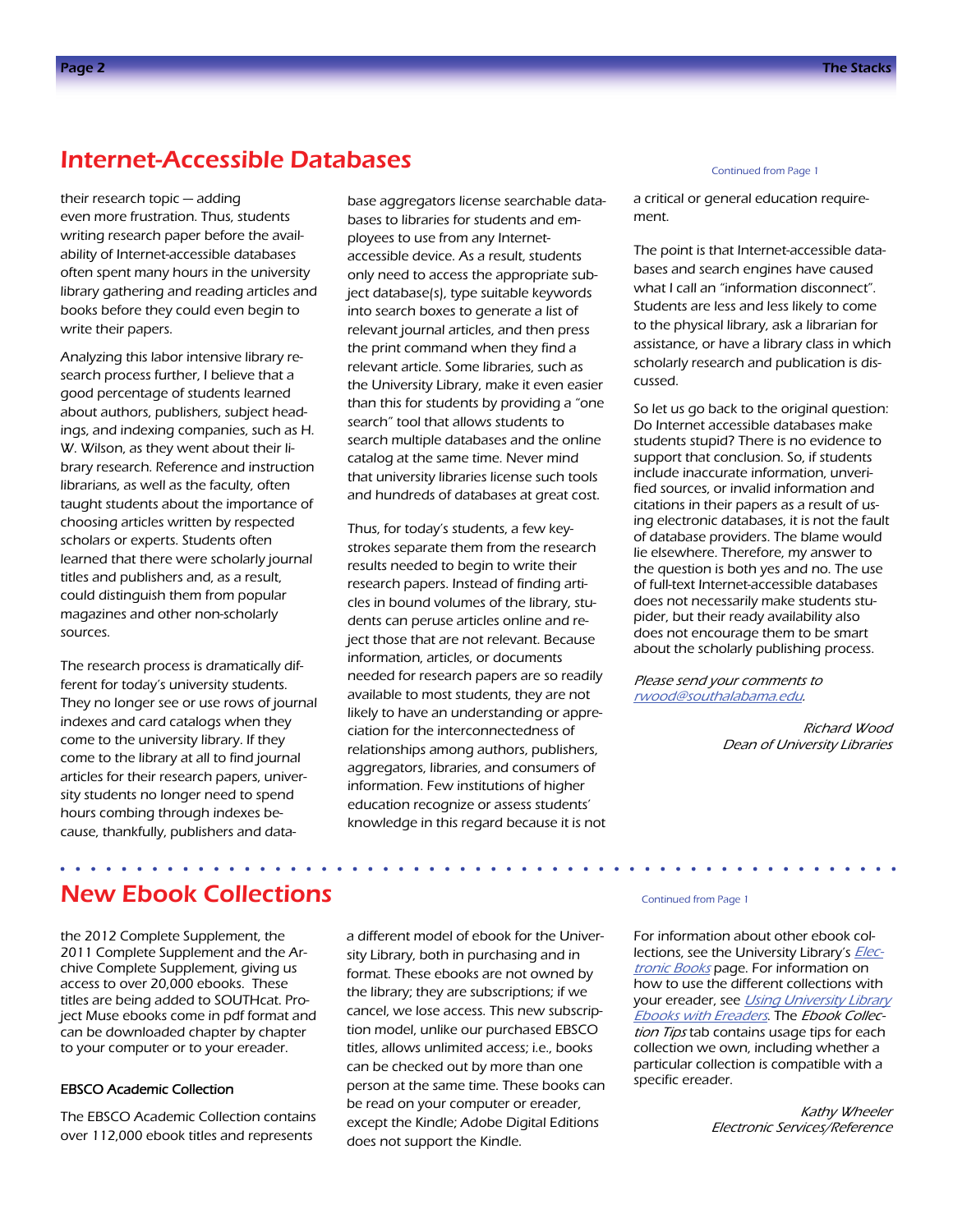## Internet-Accessible Databases

Continued from Page 1

their research topic — adding even more frustration. Thus, students writing research paper before the availability of Internet-accessible databases often spent many hours in the university library gathering and reading articles and books before they could even begin to write their papers.

Analyzing this labor intensive library research process further, I believe that a good percentage of students learned about authors, publishers, subject headings, and indexing companies, such as H. W. Wilson, as they went about their library research. Reference and instruction librarians, as well as the faculty, often taught students about the importance of choosing articles written by respected scholars or experts. Students often learned that there were scholarly journal titles and publishers and, as a result, could distinguish them from popular magazines and other non-scholarly sources.

The research process is dramatically different for today's university students. They no longer see or use rows of journal indexes and card catalogs when they come to the university library. If they come to the library at all to find journal articles for their research papers, university students no longer need to spend hours combing through indexes because, thankfully, publishers and database aggregators license searchable databases to libraries for students and employees to use from any Internet-accessible device. As a result, students only need to access the appropriate subject database(s), type suitable keywords into search boxes to generate a list of relevant journal articles, and then press the print command when they find a relevant article. Some libraries, such as the University Library, make it even easier than this for students by providing a "one search" tool that allows students to search multiple databases and the online catalog at the same time. Never mind that university libraries license such tools and hundreds of databases at great cost.

Thus, for today's students, a few keystrokes separate them from the research results needed to begin to write their research papers. Instead of finding articles in bound volumes of the library, students can peruse articles online and reject those that are not relevant. Because information, articles, or documents needed for research papers are so readily available to most students, they are not likely to have an understanding or appreciation for the interconnectedness of relationships among authors, publishers, aggregators, libraries, and consumers of information. Few institutions of higher education recognize or assess students' knowledge in this regard because it is not a critical or general education requirement.

The point is that Internet-accessible databases and search engines have caused what I call an "information disconnect". Students are less and less likely to come to the physical library, ask a librarian for assistance, or have a library class in which scholarly research and publication is discussed.

So let us go back to the original question: Do Internet accessible databases make students stupid? There is no evidence to support that conclusion. So, if students include inaccurate information, unverified sources, or invalid information and citations in their papers as a result of using electronic databases, it is not the fault of database providers. The blame would lie elsewhere. Therefore, my answer to the question is both yes and no. The use of full-text Internet-accessible databases does not necessarily make students stupider, but their ready availability also does not encourage them to be smart about the scholarly publishing process.

*Please send your comments to rwood@southalabama.edu.*

*Richard Wood*
*Dean of University Libraries*

## New Ebook Collections

Continued from Page 1

the 2012 Complete Supplement, the 2011 Complete Supplement and the Archive Complete Supplement, giving us access to over 20,000 ebooks. These titles are being added to SOUTHcat. Project Muse ebooks come in pdf format and can be downloaded chapter by chapter to your computer or to your ereader.

### EBSCO Academic Collection

The EBSCO Academic Collection contains over 112,000 ebook titles and represents a different model of ebook for the University Library, both in purchasing and in format. These ebooks are not owned by the library; they are subscriptions; if we cancel, we lose access. This new subscription model, unlike our purchased EBSCO titles, allows unlimited access; i.e., books can be checked out by more than one person at the same time. These books can be read on your computer or ereader, except the Kindle; Adobe Digital Editions does not support the Kindle.

For information about other ebook collections, see the University Library's *Electronic Books* page. For information on how to use the different collections with your ereader, see *Using University Library Ebooks with Ereaders*. The *Ebook Collection Tips* tab contains usage tips for each collection we own, including whether a particular collection is compatible with a specific ereader.

*Kathy Wheeler*
*Electronic Services/Reference*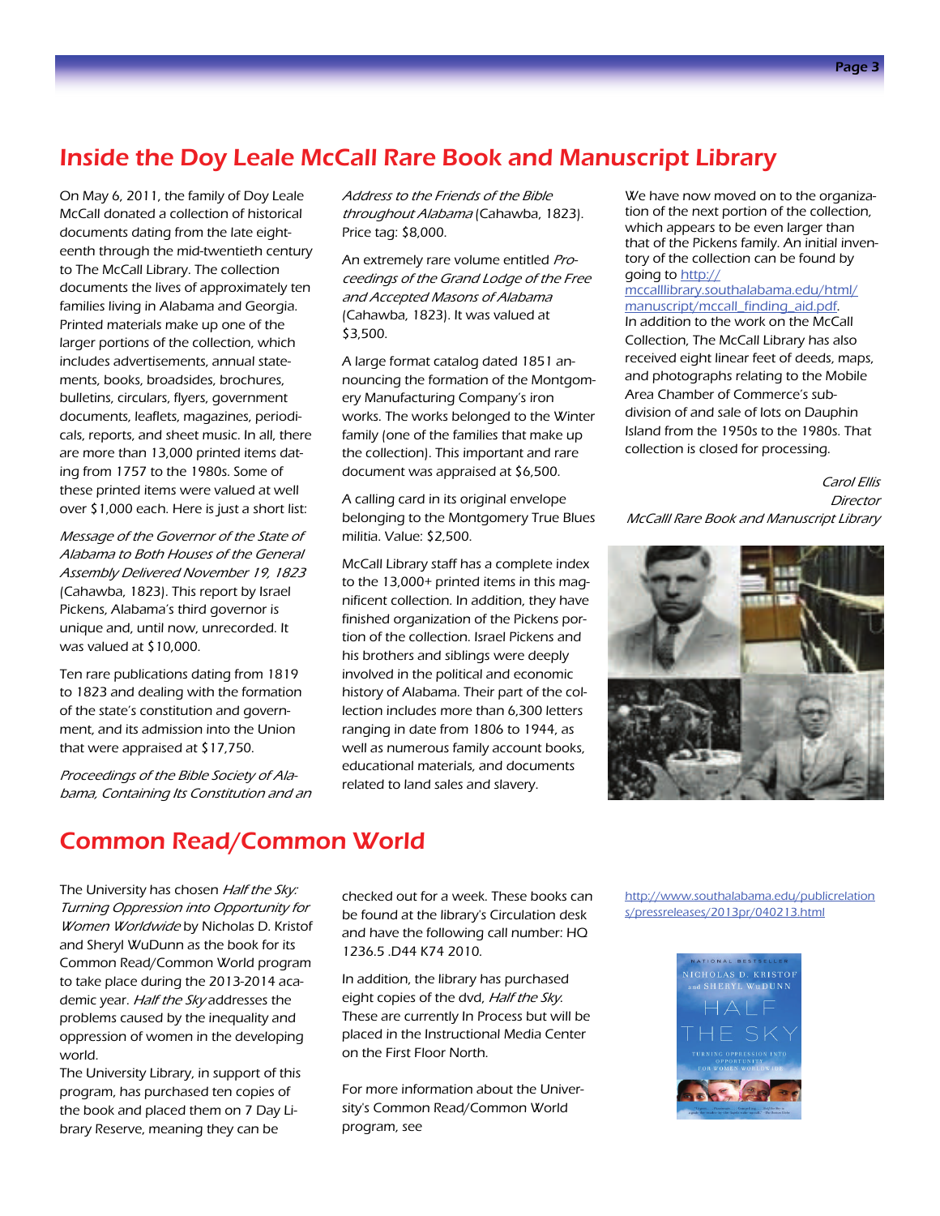# Inside the Doy Leale McCall Rare Book and Manuscript Library

On May 6, 2011, the family of Doy Leale McCall donated a collection of historical documents dating from the late eighteenth through the mid-twentieth century to The McCall Library. The collection documents the lives of approximately ten families living in Alabama and Georgia. Printed materials make up one of the larger portions of the collection, which includes advertisements, annual statements, books, broadsides, brochures, bulletins, circulars, flyers, government documents, leaflets, magazines, periodicals, reports, and sheet music. In all, there are more than 13,000 printed items dating from 1757 to the 1980s. Some of these printed items were valued at well over $1,000 each. Here is just a short list:

*Message of the Governor of the State of Alabama to Both Houses of the General Assembly Delivered November 19, 1823* (Cahawba, 1823). This report by Israel Pickens, Alabama's third governor is unique and, until now, unrecorded. It was valued at $10,000.

Ten rare publications dating from 1819 to 1823 and dealing with the formation of the state's constitution and government, and its admission into the Union that were appraised at $17,750.

*Proceedings of the Bible Society of Alabama, Containing Its Constitution and an Address to the Friends of the Bible throughout Alabama* (Cahawba, 1823). Price tag: $8,000.

An extremely rare volume entitled *Proceedings of the Grand Lodge of the Free and Accepted Masons of Alabama* (Cahawba, 1823). It was valued at $3,500.

A large format catalog dated 1851 announcing the formation of the Montgomery Manufacturing Company's iron works. The works belonged to the Winter family (one of the families that make up the collection). This important and rare document was appraised at $6,500.

A calling card in its original envelope belonging to the Montgomery True Blues militia. Value: $2,500.

McCall Library staff has a complete index to the 13,000+ printed items in this magnificent collection. In addition, they have finished organization of the Pickens portion of the collection. Israel Pickens and his brothers and siblings were deeply involved in the political and economic history of Alabama. Their part of the collection includes more than 6,300 letters ranging in date from 1806 to 1944, as well as numerous family account books, educational materials, and documents related to land sales and slavery.

We have now moved on to the organization of the next portion of the collection, which appears to be even larger than that of the Pickens family. An initial inventory of the collection can be found by going to http://mccalllibrary.southalabama.edu/html/manuscript/mccall_finding_aid.pdf.

In addition to the work on the McCall Collection, The McCall Library has also received eight linear feet of deeds, maps, and photographs relating to the Mobile Area Chamber of Commerce's subdivision of and sale of lots on Dauphin Island from the 1950s to the 1980s. That collection is closed for processing.

*Carol Ellis*
*Director*
*McCalll Rare Book and Manuscript Library*

# Common Read/Common World

The University has chosen *Half the Sky: Turning Oppression into Opportunity for Women Worldwide* by Nicholas D. Kristof and Sheryl WuDunn as the book for its Common Read/Common World program to take place during the 2013-2014 academic year. *Half the Sky* addresses the problems caused by the inequality and oppression of women in the developing world.

The University Library, in support of this program, has purchased ten copies of the book and placed them on 7 Day Library Reserve, meaning they can be checked out for a week. These books can be found at the library's Circulation desk and have the following call number: HQ 1236.5 .D44 K74 2010.

In addition, the library has purchased eight copies of the dvd, *Half the Sky*. These are currently In Process but will be placed in the Instructional Media Center on the First Floor North.

For more information about the University's Common Read/Common World program, see http://www.southalabama.edu/publicrelations/pressreleases/2013pr/040213.html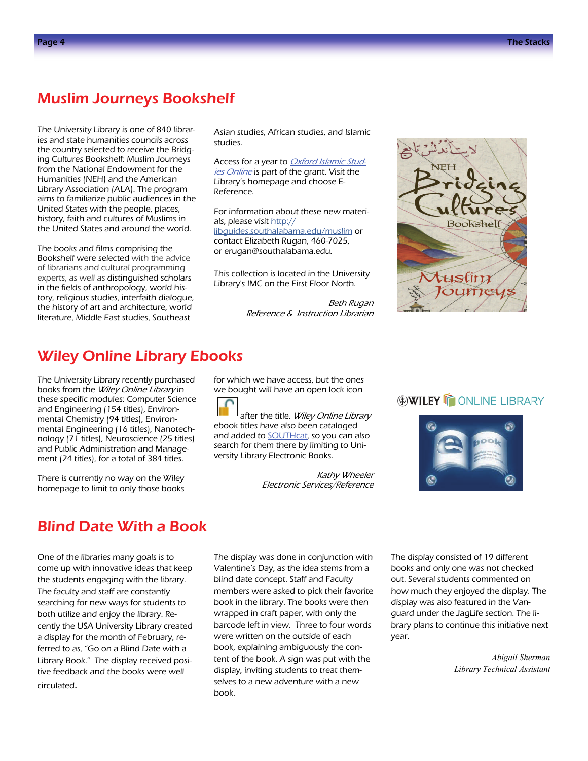## Muslim Journeys Bookshelf

The University Library is one of 840 libraries and state humanities councils across the country selected to receive the Bridging Cultures Bookshelf: Muslim Journeys from the National Endowment for the Humanities (NEH) and the American Library Association (ALA). The program aims to familiarize public audiences in the United States with the people, places, history, faith and cultures of Muslims in the United States and around the world.

The books and films comprising the Bookshelf were selected with the advice of librarians and cultural programming experts, as well as distinguished scholars in the fields of anthropology, world history, religious studies, interfaith dialogue, the history of art and architecture, world literature, Middle East studies, Southeast Asian studies, African studies, and Islamic studies.

Access for a year to *Oxford Islamic Studies Online* is part of the grant. Visit the Library's homepage and choose E-Reference.

For information about these new materials, please visit http://libguides.southalabama.edu/muslim or contact Elizabeth Rugan, 460-7025, or erugan@southalabama.edu.

This collection is located in the University Library's IMC on the First Floor North.

*Beth Rugan*
*Reference & Instruction Librarian*

## Wiley Online Library Ebooks

The University Library recently purchased books from the *Wiley Online Library* in these specific modules: Computer Science and Engineering (154 titles), Environmental Chemistry (94 titles), Environmental Engineering (16 titles), Nanotechnology (71 titles), Neuroscience (25 titles) and Public Administration and Management (24 titles), for a total of 384 titles.

There is currently no way on the Wiley homepage to limit to only those books for which we have access, but the ones we bought will have an open lock icon after the title. *Wiley Online Library* ebook titles have also been cataloged and added to SOUTHcat, so you can also search for them there by limiting to University Library Electronic Books.

*Kathy Wheeler*
*Electronic Services/Reference*

## Blind Date With a Book

One of the libraries many goals is to come up with innovative ideas that keep the students engaging with the library. The faculty and staff are constantly searching for new ways for students to both utilize and enjoy the library. Recently the USA University Library created a display for the month of February, referred to as, "Go on a Blind Date with a Library Book." The display received positive feedback and the books were well circulated.

The display was done in conjunction with Valentine's Day, as the idea stems from a blind date concept. Staff and Faculty members were asked to pick their favorite book in the library. The books were then wrapped in craft paper, with only the barcode left in view. Three to four words were written on the outside of each book, explaining ambiguously the content of the book. A sign was put with the display, inviting students to treat themselves to a new adventure with a new book.

The display consisted of 19 different books and only one was not checked out. Several students commented on how much they enjoyed the display. The display was also featured in the Vanguard under the JagLife section. The library plans to continue this initiative next year.

*Abigail Sherman*
*Library Technical Assistant*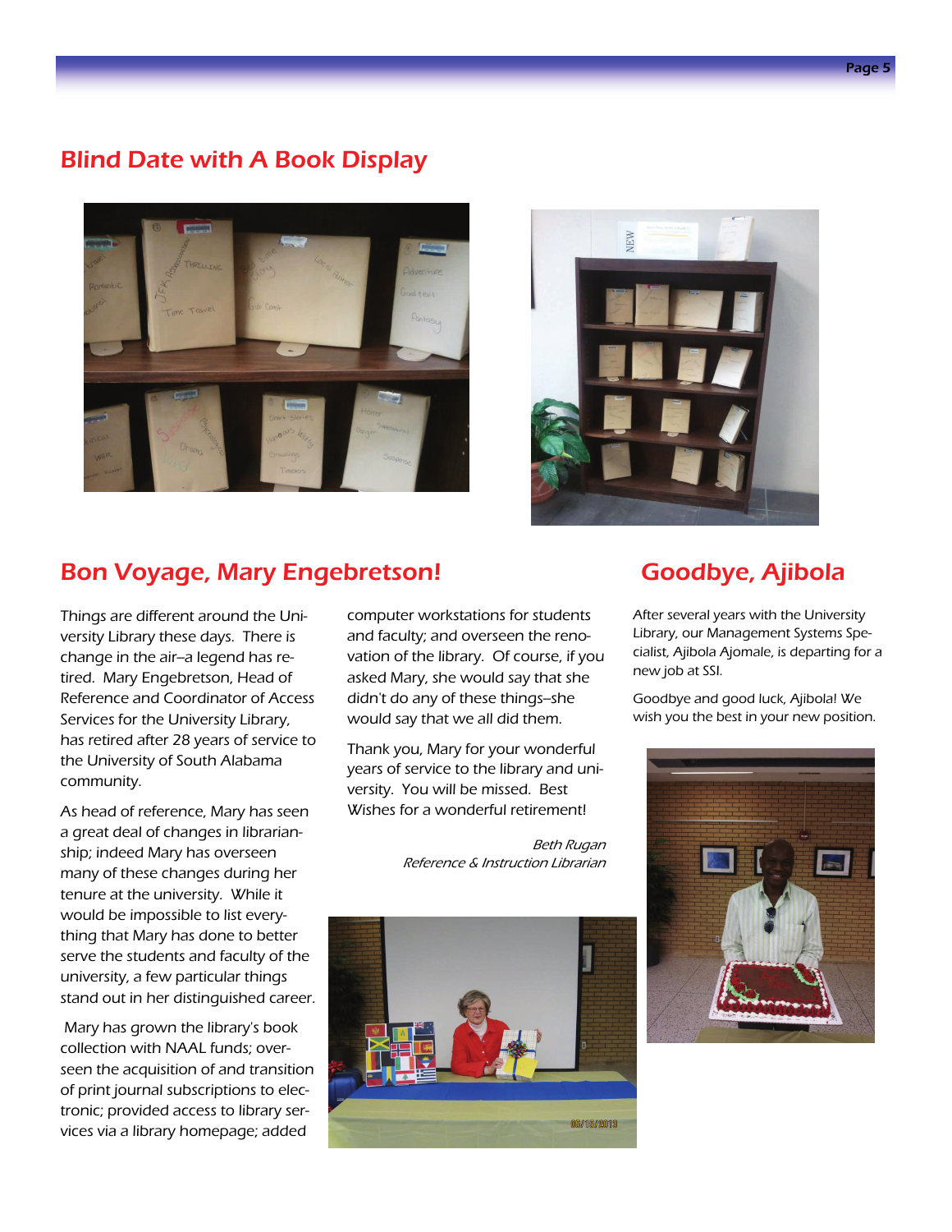## Blind Date with A Book Display

## Bon Voyage, Mary Engebretson!

Things are different around the University Library these days. There is change in the air–a legend has retired. Mary Engebretson, Head of Reference and Coordinator of Access Services for the University Library, has retired after 28 years of service to the University of South Alabama community.

As head of reference, Mary has seen a great deal of changes in librarianship; indeed Mary has overseen many of these changes during her tenure at the university. While it would be impossible to list everything that Mary has done to better serve the students and faculty of the university, a few particular things stand out in her distinguished career.

Mary has grown the library's book collection with NAAL funds; overseen the acquisition of and transition of print journal subscriptions to electronic; provided access to library services via a library homepage; added computer workstations for students and faculty; and overseen the renovation of the library. Of course, if you asked Mary, she would say that she didn't do any of these things–she would say that we all did them.

Thank you, Mary for your wonderful years of service to the library and university. You will be missed. Best Wishes for a wonderful retirement!

*Beth Rugan*
*Reference & Instruction Librarian*

## Goodbye, Ajibola

After several years with the University Library, our Management Systems Specialist, Ajibola Ajomale, is departing for a new job at SSI.

Goodbye and good luck, Ajibola! We wish you the best in your new position.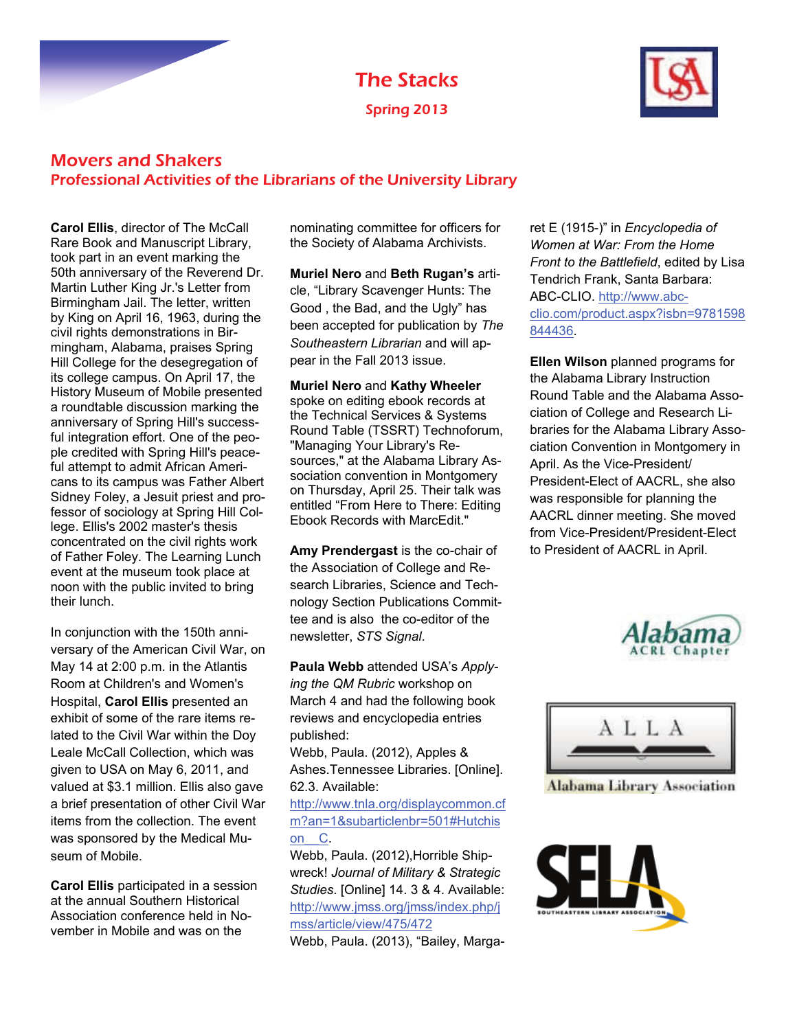# The Stacks

## Spring 2013

## Movers and Shakers

### Professional Activities of the Librarians of the University Library

**Carol Ellis**, director of The McCall Rare Book and Manuscript Library, took part in an event marking the 50th anniversary of the Reverend Dr. Martin Luther King Jr.'s Letter from Birmingham Jail. The letter, written by King on April 16, 1963, during the civil rights demonstrations in Birmingham, Alabama, praises Spring Hill College for the desegregation of its college campus. On April 17, the History Museum of Mobile presented a roundtable discussion marking the anniversary of Spring Hill's successful integration effort. One of the people credited with Spring Hill's peaceful attempt to admit African Americans to its campus was Father Albert Sidney Foley, a Jesuit priest and professor of sociology at Spring Hill College. Ellis's 2002 master's thesis concentrated on the civil rights work of Father Foley. The Learning Lunch event at the museum took place at noon with the public invited to bring their lunch.

In conjunction with the 150th anniversary of the American Civil War, on May 14 at 2:00 p.m. in the Atlantis Room at Children's and Women's Hospital, **Carol Ellis** presented an exhibit of some of the rare items related to the Civil War within the Doy Leale McCall Collection, which was given to USA on May 6, 2011, and valued at $3.1 million. Ellis also gave a brief presentation of other Civil War items from the collection. The event was sponsored by the Medical Museum of Mobile.

**Carol Ellis** participated in a session at the annual Southern Historical Association conference held in November in Mobile and was on the nominating committee for officers for the Society of Alabama Archivists.

**Muriel Nero** and **Beth Rugan's** article, "Library Scavenger Hunts: The Good , the Bad, and the Ugly" has been accepted for publication by *The Southeastern Librarian* and will appear in the Fall 2013 issue.

**Muriel Nero** and **Kathy Wheeler** spoke on editing ebook records at the Technical Services & Systems Round Table (TSSRT) Technoforum, "Managing Your Library's Resources," at the Alabama Library Association convention in Montgomery on Thursday, April 25. Their talk was entitled "From Here to There: Editing Ebook Records with MarcEdit."

**Amy Prendergast** is the co-chair of the Association of College and Research Libraries, Science and Technology Section Publications Committee and is also the co-editor of the newsletter, *STS Signal*.

**Paula Webb** attended USA's *Applying the QM Rubric* workshop on March 4 and had the following book reviews and encyclopedia entries published:

Webb, Paula. (2012), Apples & Ashes.Tennessee Libraries. [Online]. 62.3. Available: http://www.tnla.org/displaycommon.cfm?an=1&subarticlenbr=501#Hutchison__C.

Webb, Paula. (2012),Horrible Shipwreck! *Journal of Military & Strategic Studies*. [Online] 14. 3 & 4. Available: http://www.jmss.org/jmss/index.php/jmss/article/view/475/472

Webb, Paula. (2013), "Bailey, Margaret E (1915-)" in *Encyclopedia of Women at War: From the Home Front to the Battlefield*, edited by Lisa Tendrich Frank, Santa Barbara: ABC-CLIO. http://www.abc-clio.com/product.aspx?isbn=9781598844436.

**Ellen Wilson** planned programs for the Alabama Library Instruction Round Table and the Alabama Association of College and Research Libraries for the Alabama Library Association Convention in Montgomery in April. As the Vice-President/ President-Elect of AACRL, she also was responsible for planning the AACRL dinner meeting. She moved from Vice-President/President-Elect to President of AACRL in April.

Alabama ACRL Chapter

ALLA Alabama Library Association

SELA Southeastern Library Association